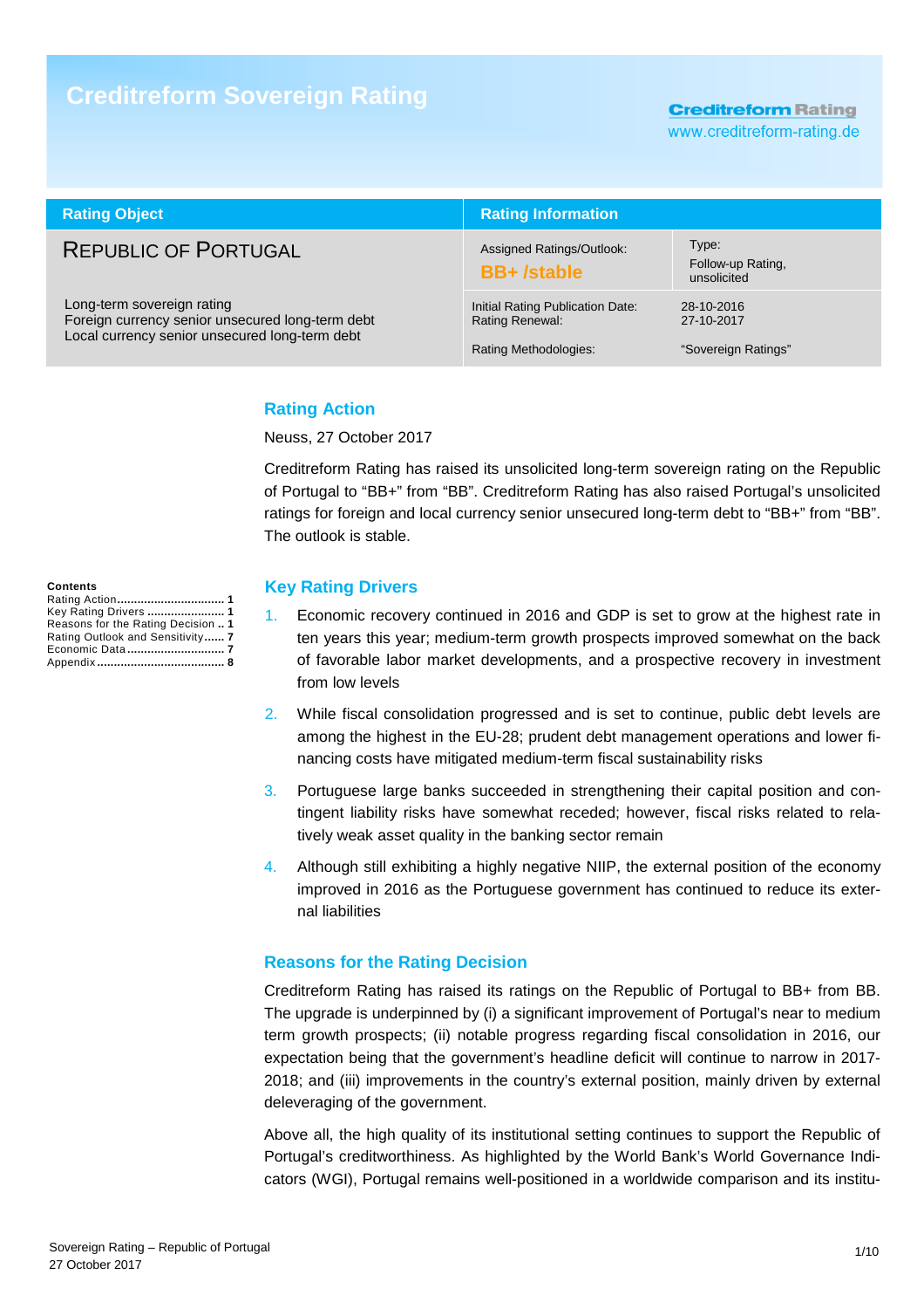# Creditreform Sovereign Rating

Creditreform Rating
www.creditreform-rating.de

| Rating Object | Rating Information | |
|---|---|---|
| REPUBLIC OF PORTUGAL | Assigned Ratings/Outlook: **BB+ /stable** | Type: Follow-up Rating, unsolicited |
| Long-term sovereign rating<br>Foreign currency senior unsecured long-term debt<br>Local currency senior unsecured long-term debt | Initial Rating Publication Date:<br>Rating Renewal:<br><br>Rating Methodologies: | 28-10-2016<br>27-10-2017<br><br>"Sovereign Ratings" |

**Contents**

- Rating Action ..... 1
- Key Rating Drivers ..... 1
- Reasons for the Rating Decision ..... 1
- Rating Outlook and Sensitivity ..... 7
- Economic Data ..... 7
- Appendix ..... 8

## Rating Action

Neuss, 27 October 2017

Creditreform Rating has raised its unsolicited long-term sovereign rating on the Republic of Portugal to "BB+" from "BB". Creditreform Rating has also raised Portugal's unsolicited ratings for foreign and local currency senior unsecured long-term debt to "BB+" from "BB". The outlook is stable.

## Key Rating Drivers

1. Economic recovery continued in 2016 and GDP is set to grow at the highest rate in ten years this year; medium-term growth prospects improved somewhat on the back of favorable labor market developments, and a prospective recovery in investment from low levels
2. While fiscal consolidation progressed and is set to continue, public debt levels are among the highest in the EU-28; prudent debt management operations and lower financing costs have mitigated medium-term fiscal sustainability risks
3. Portuguese large banks succeeded in strengthening their capital position and contingent liability risks have somewhat receded; however, fiscal risks related to relatively weak asset quality in the banking sector remain
4. Although still exhibiting a highly negative NIIP, the external position of the economy improved in 2016 as the Portuguese government has continued to reduce its external liabilities

## Reasons for the Rating Decision

Creditreform Rating has raised its ratings on the Republic of Portugal to BB+ from BB. The upgrade is underpinned by (i) a significant improvement of Portugal's near to medium term growth prospects; (ii) notable progress regarding fiscal consolidation in 2016, our expectation being that the government's headline deficit will continue to narrow in 2017-2018; and (iii) improvements in the country's external position, mainly driven by external deleveraging of the government.

Above all, the high quality of its institutional setting continues to support the Republic of Portugal's creditworthiness. As highlighted by the World Bank's World Governance Indicators (WGI), Portugal remains well-positioned in a worldwide comparison and its institu-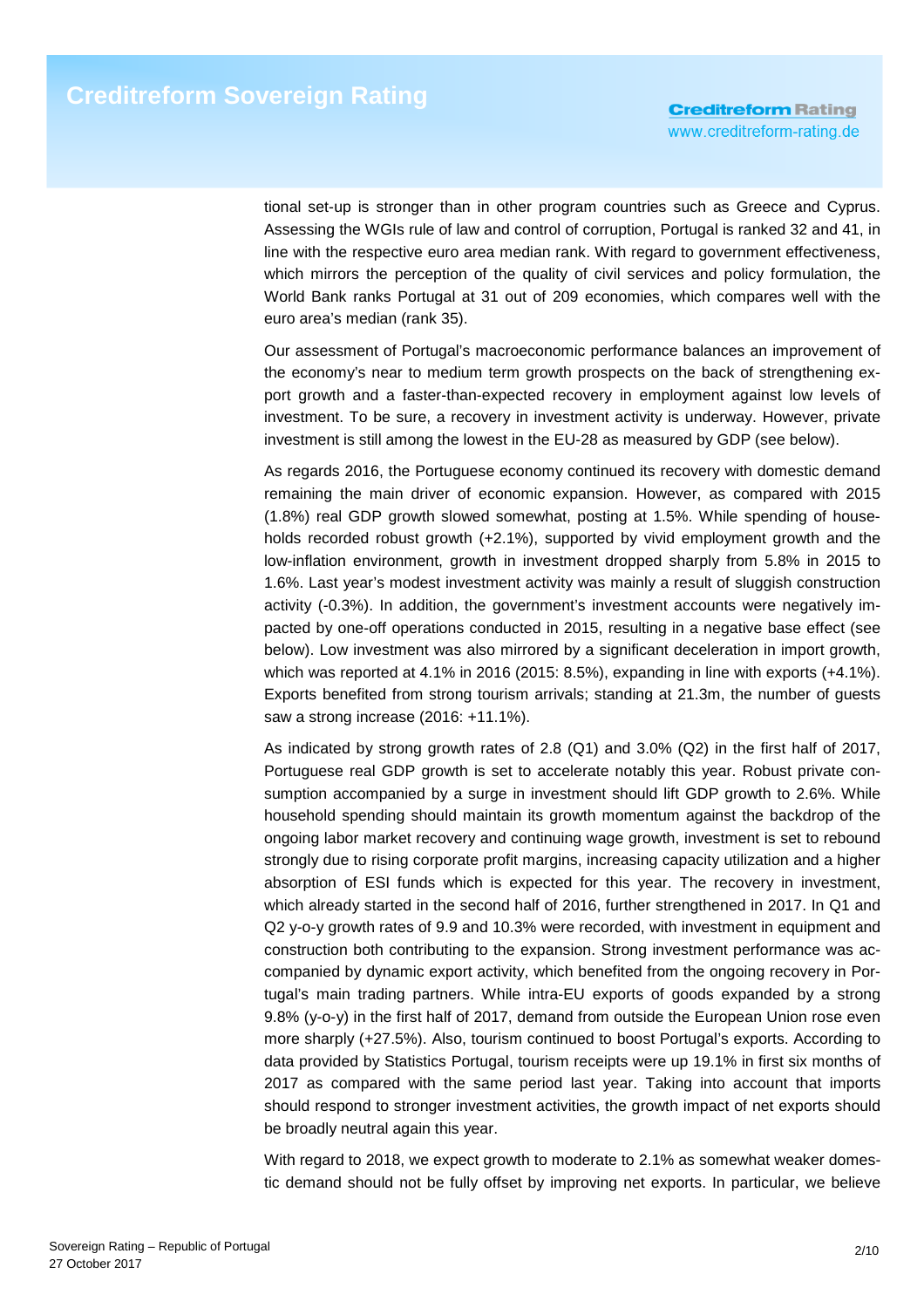tional set-up is stronger than in other program countries such as Greece and Cyprus. Assessing the WGIs rule of law and control of corruption, Portugal is ranked 32 and 41, in line with the respective euro area median rank. With regard to government effectiveness, which mirrors the perception of the quality of civil services and policy formulation, the World Bank ranks Portugal at 31 out of 209 economies, which compares well with the euro area's median (rank 35).

Our assessment of Portugal's macroeconomic performance balances an improvement of the economy's near to medium term growth prospects on the back of strengthening export growth and a faster-than-expected recovery in employment against low levels of investment. To be sure, a recovery in investment activity is underway. However, private investment is still among the lowest in the EU-28 as measured by GDP (see below).

As regards 2016, the Portuguese economy continued its recovery with domestic demand remaining the main driver of economic expansion. However, as compared with 2015 (1.8%) real GDP growth slowed somewhat, posting at 1.5%. While spending of households recorded robust growth (+2.1%), supported by vivid employment growth and the low-inflation environment, growth in investment dropped sharply from 5.8% in 2015 to 1.6%. Last year's modest investment activity was mainly a result of sluggish construction activity (-0.3%). In addition, the government's investment accounts were negatively impacted by one-off operations conducted in 2015, resulting in a negative base effect (see below). Low investment was also mirrored by a significant deceleration in import growth, which was reported at 4.1% in 2016 (2015: 8.5%), expanding in line with exports (+4.1%). Exports benefited from strong tourism arrivals; standing at 21.3m, the number of guests saw a strong increase (2016: +11.1%).

As indicated by strong growth rates of 2.8 (Q1) and 3.0% (Q2) in the first half of 2017, Portuguese real GDP growth is set to accelerate notably this year. Robust private consumption accompanied by a surge in investment should lift GDP growth to 2.6%. While household spending should maintain its growth momentum against the backdrop of the ongoing labor market recovery and continuing wage growth, investment is set to rebound strongly due to rising corporate profit margins, increasing capacity utilization and a higher absorption of ESI funds which is expected for this year. The recovery in investment, which already started in the second half of 2016, further strengthened in 2017. In Q1 and Q2 y-o-y growth rates of 9.9 and 10.3% were recorded, with investment in equipment and construction both contributing to the expansion. Strong investment performance was accompanied by dynamic export activity, which benefited from the ongoing recovery in Portugal's main trading partners. While intra-EU exports of goods expanded by a strong 9.8% (y-o-y) in the first half of 2017, demand from outside the European Union rose even more sharply (+27.5%). Also, tourism continued to boost Portugal's exports. According to data provided by Statistics Portugal, tourism receipts were up 19.1% in first six months of 2017 as compared with the same period last year. Taking into account that imports should respond to stronger investment activities, the growth impact of net exports should be broadly neutral again this year.

With regard to 2018, we expect growth to moderate to 2.1% as somewhat weaker domestic demand should not be fully offset by improving net exports. In particular, we believe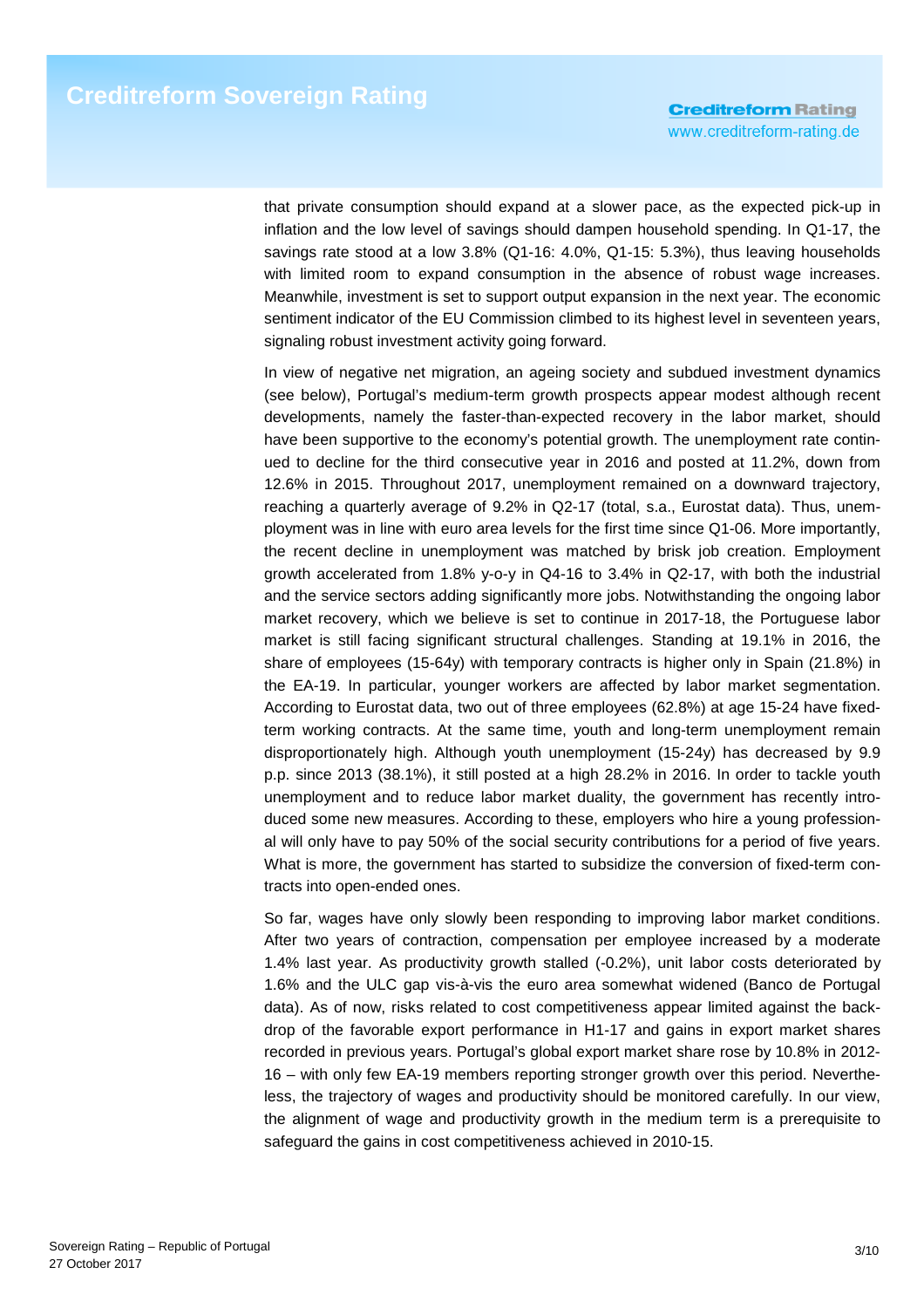that private consumption should expand at a slower pace, as the expected pick-up in inflation and the low level of savings should dampen household spending. In Q1-17, the savings rate stood at a low 3.8% (Q1-16: 4.0%, Q1-15: 5.3%), thus leaving households with limited room to expand consumption in the absence of robust wage increases. Meanwhile, investment is set to support output expansion in the next year. The economic sentiment indicator of the EU Commission climbed to its highest level in seventeen years, signaling robust investment activity going forward.

In view of negative net migration, an ageing society and subdued investment dynamics (see below), Portugal's medium-term growth prospects appear modest although recent developments, namely the faster-than-expected recovery in the labor market, should have been supportive to the economy's potential growth. The unemployment rate continued to decline for the third consecutive year in 2016 and posted at 11.2%, down from 12.6% in 2015. Throughout 2017, unemployment remained on a downward trajectory, reaching a quarterly average of 9.2% in Q2-17 (total, s.a., Eurostat data). Thus, unemployment was in line with euro area levels for the first time since Q1-06. More importantly, the recent decline in unemployment was matched by brisk job creation. Employment growth accelerated from 1.8% y-o-y in Q4-16 to 3.4% in Q2-17, with both the industrial and the service sectors adding significantly more jobs. Notwithstanding the ongoing labor market recovery, which we believe is set to continue in 2017-18, the Portuguese labor market is still facing significant structural challenges. Standing at 19.1% in 2016, the share of employees (15-64y) with temporary contracts is higher only in Spain (21.8%) in the EA-19. In particular, younger workers are affected by labor market segmentation. According to Eurostat data, two out of three employees (62.8%) at age 15-24 have fixed-term working contracts. At the same time, youth and long-term unemployment remain disproportionately high. Although youth unemployment (15-24y) has decreased by 9.9 p.p. since 2013 (38.1%), it still posted at a high 28.2% in 2016. In order to tackle youth unemployment and to reduce labor market duality, the government has recently introduced some new measures. According to these, employers who hire a young professional will only have to pay 50% of the social security contributions for a period of five years. What is more, the government has started to subsidize the conversion of fixed-term contracts into open-ended ones.

So far, wages have only slowly been responding to improving labor market conditions. After two years of contraction, compensation per employee increased by a moderate 1.4% last year. As productivity growth stalled (-0.2%), unit labor costs deteriorated by 1.6% and the ULC gap vis-à-vis the euro area somewhat widened (Banco de Portugal data). As of now, risks related to cost competitiveness appear limited against the backdrop of the favorable export performance in H1-17 and gains in export market shares recorded in previous years. Portugal's global export market share rose by 10.8% in 2012-16 – with only few EA-19 members reporting stronger growth over this period. Nevertheless, the trajectory of wages and productivity should be monitored carefully. In our view, the alignment of wage and productivity growth in the medium term is a prerequisite to safeguard the gains in cost competitiveness achieved in 2010-15.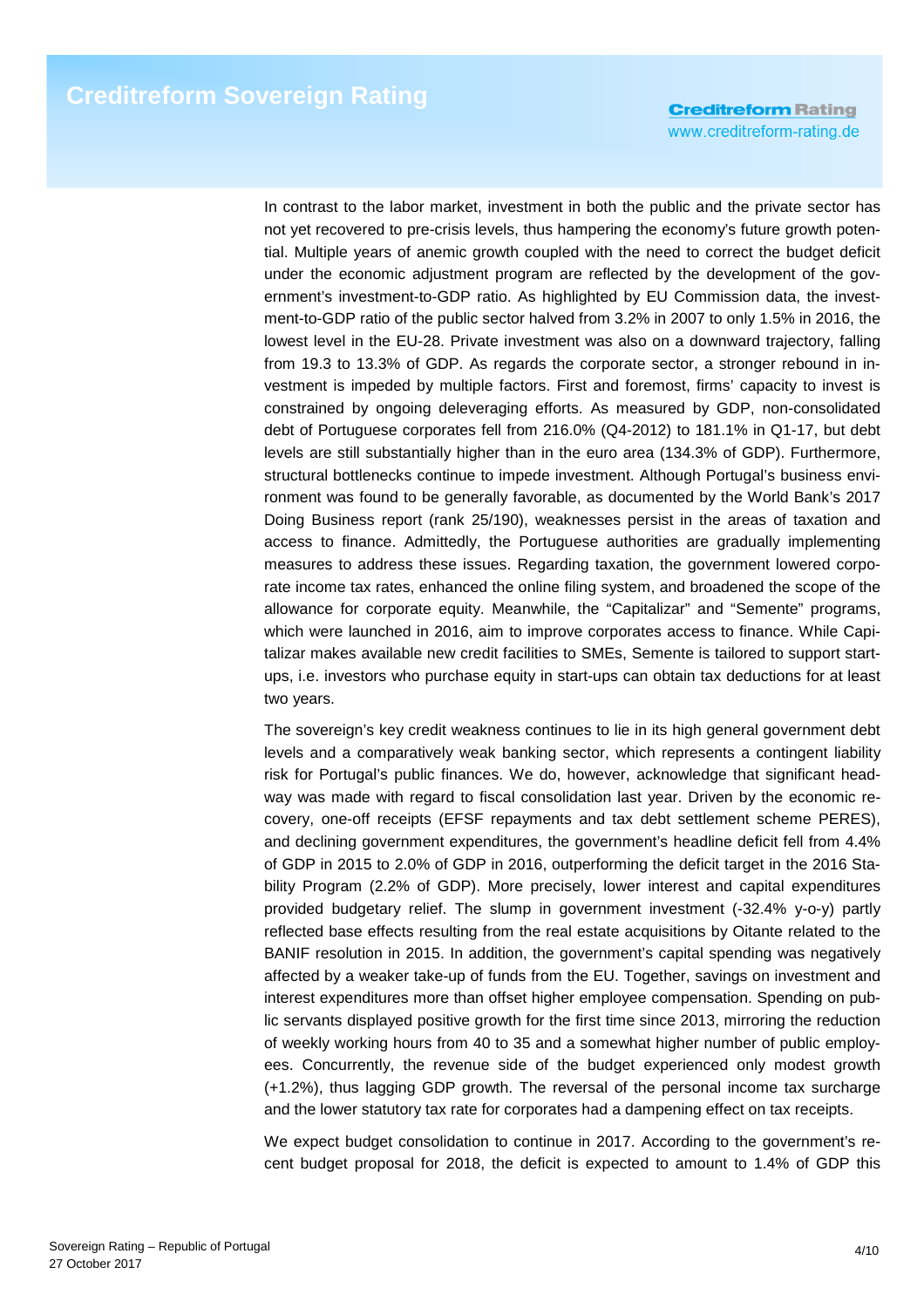In contrast to the labor market, investment in both the public and the private sector has not yet recovered to pre-crisis levels, thus hampering the economy's future growth potential. Multiple years of anemic growth coupled with the need to correct the budget deficit under the economic adjustment program are reflected by the development of the government's investment-to-GDP ratio. As highlighted by EU Commission data, the investment-to-GDP ratio of the public sector halved from 3.2% in 2007 to only 1.5% in 2016, the lowest level in the EU-28. Private investment was also on a downward trajectory, falling from 19.3 to 13.3% of GDP. As regards the corporate sector, a stronger rebound in investment is impeded by multiple factors. First and foremost, firms' capacity to invest is constrained by ongoing deleveraging efforts. As measured by GDP, non-consolidated debt of Portuguese corporates fell from 216.0% (Q4-2012) to 181.1% in Q1-17, but debt levels are still substantially higher than in the euro area (134.3% of GDP). Furthermore, structural bottlenecks continue to impede investment. Although Portugal's business environment was found to be generally favorable, as documented by the World Bank's 2017 Doing Business report (rank 25/190), weaknesses persist in the areas of taxation and access to finance. Admittedly, the Portuguese authorities are gradually implementing measures to address these issues. Regarding taxation, the government lowered corporate income tax rates, enhanced the online filing system, and broadened the scope of the allowance for corporate equity. Meanwhile, the "Capitalizar" and "Semente" programs, which were launched in 2016, aim to improve corporates access to finance. While Capitalizar makes available new credit facilities to SMEs, Semente is tailored to support start-ups, i.e. investors who purchase equity in start-ups can obtain tax deductions for at least two years.

The sovereign's key credit weakness continues to lie in its high general government debt levels and a comparatively weak banking sector, which represents a contingent liability risk for Portugal's public finances. We do, however, acknowledge that significant headway was made with regard to fiscal consolidation last year. Driven by the economic recovery, one-off receipts (EFSF repayments and tax debt settlement scheme PERES), and declining government expenditures, the government's headline deficit fell from 4.4% of GDP in 2015 to 2.0% of GDP in 2016, outperforming the deficit target in the 2016 Stability Program (2.2% of GDP). More precisely, lower interest and capital expenditures provided budgetary relief. The slump in government investment (-32.4% y-o-y) partly reflected base effects resulting from the real estate acquisitions by Oitante related to the BANIF resolution in 2015. In addition, the government's capital spending was negatively affected by a weaker take-up of funds from the EU. Together, savings on investment and interest expenditures more than offset higher employee compensation. Spending on public servants displayed positive growth for the first time since 2013, mirroring the reduction of weekly working hours from 40 to 35 and a somewhat higher number of public employees. Concurrently, the revenue side of the budget experienced only modest growth (+1.2%), thus lagging GDP growth. The reversal of the personal income tax surcharge and the lower statutory tax rate for corporates had a dampening effect on tax receipts.

We expect budget consolidation to continue in 2017. According to the government's recent budget proposal for 2018, the deficit is expected to amount to 1.4% of GDP this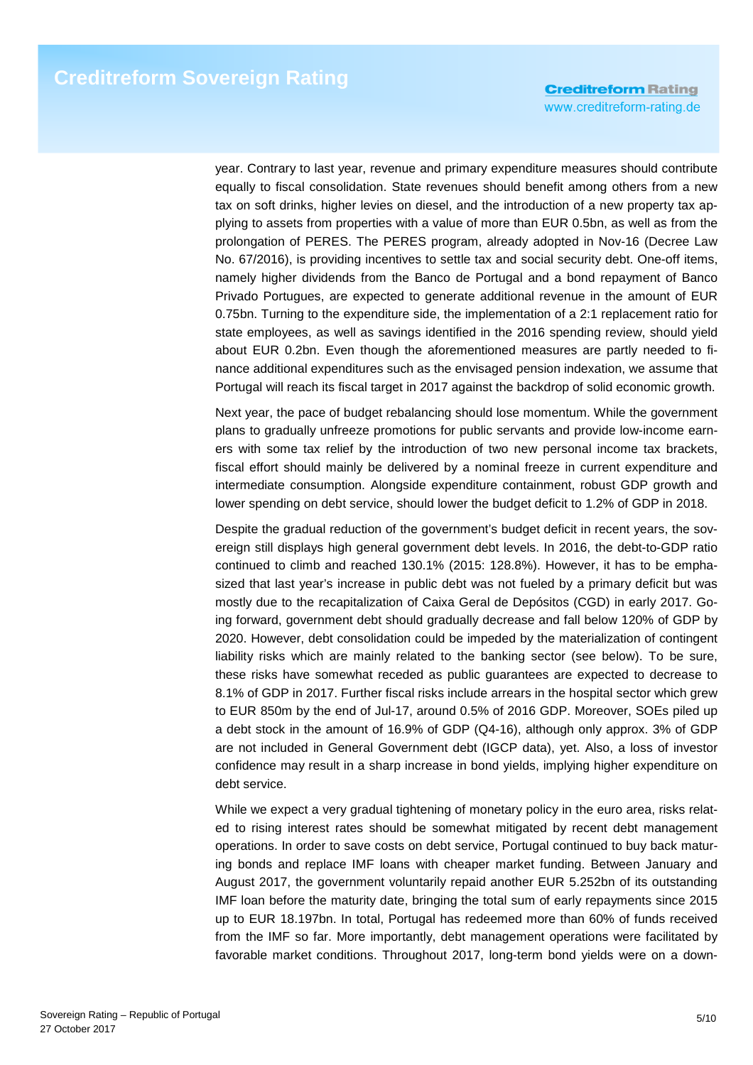year. Contrary to last year, revenue and primary expenditure measures should contribute equally to fiscal consolidation. State revenues should benefit among others from a new tax on soft drinks, higher levies on diesel, and the introduction of a new property tax applying to assets from properties with a value of more than EUR 0.5bn, as well as from the prolongation of PERES. The PERES program, already adopted in Nov-16 (Decree Law No. 67/2016), is providing incentives to settle tax and social security debt. One-off items, namely higher dividends from the Banco de Portugal and a bond repayment of Banco Privado Portugues, are expected to generate additional revenue in the amount of EUR 0.75bn. Turning to the expenditure side, the implementation of a 2:1 replacement ratio for state employees, as well as savings identified in the 2016 spending review, should yield about EUR 0.2bn. Even though the aforementioned measures are partly needed to finance additional expenditures such as the envisaged pension indexation, we assume that Portugal will reach its fiscal target in 2017 against the backdrop of solid economic growth.

Next year, the pace of budget rebalancing should lose momentum. While the government plans to gradually unfreeze promotions for public servants and provide low-income earners with some tax relief by the introduction of two new personal income tax brackets, fiscal effort should mainly be delivered by a nominal freeze in current expenditure and intermediate consumption. Alongside expenditure containment, robust GDP growth and lower spending on debt service, should lower the budget deficit to 1.2% of GDP in 2018.

Despite the gradual reduction of the government's budget deficit in recent years, the sovereign still displays high general government debt levels. In 2016, the debt-to-GDP ratio continued to climb and reached 130.1% (2015: 128.8%). However, it has to be emphasized that last year's increase in public debt was not fueled by a primary deficit but was mostly due to the recapitalization of Caixa Geral de Depósitos (CGD) in early 2017. Going forward, government debt should gradually decrease and fall below 120% of GDP by 2020. However, debt consolidation could be impeded by the materialization of contingent liability risks which are mainly related to the banking sector (see below). To be sure, these risks have somewhat receded as public guarantees are expected to decrease to 8.1% of GDP in 2017. Further fiscal risks include arrears in the hospital sector which grew to EUR 850m by the end of Jul-17, around 0.5% of 2016 GDP. Moreover, SOEs piled up a debt stock in the amount of 16.9% of GDP (Q4-16), although only approx. 3% of GDP are not included in General Government debt (IGCP data), yet. Also, a loss of investor confidence may result in a sharp increase in bond yields, implying higher expenditure on debt service.

While we expect a very gradual tightening of monetary policy in the euro area, risks related to rising interest rates should be somewhat mitigated by recent debt management operations. In order to save costs on debt service, Portugal continued to buy back maturing bonds and replace IMF loans with cheaper market funding. Between January and August 2017, the government voluntarily repaid another EUR 5.252bn of its outstanding IMF loan before the maturity date, bringing the total sum of early repayments since 2015 up to EUR 18.197bn. In total, Portugal has redeemed more than 60% of funds received from the IMF so far. More importantly, debt management operations were facilitated by favorable market conditions. Throughout 2017, long-term bond yields were on a down-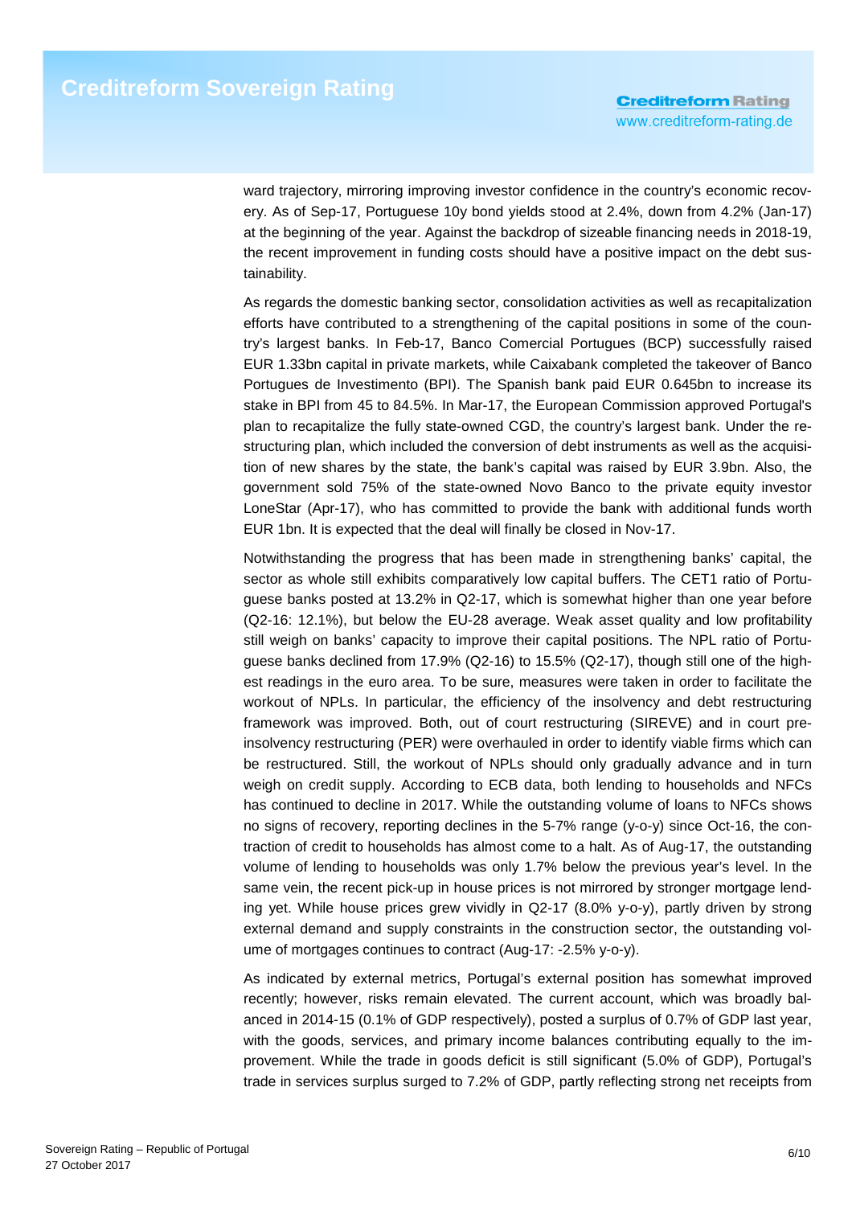ward trajectory, mirroring improving investor confidence in the country's economic recovery. As of Sep-17, Portuguese 10y bond yields stood at 2.4%, down from 4.2% (Jan-17) at the beginning of the year. Against the backdrop of sizeable financing needs in 2018-19, the recent improvement in funding costs should have a positive impact on the debt sustainability.

As regards the domestic banking sector, consolidation activities as well as recapitalization efforts have contributed to a strengthening of the capital positions in some of the country's largest banks. In Feb-17, Banco Comercial Portugues (BCP) successfully raised EUR 1.33bn capital in private markets, while Caixabank completed the takeover of Banco Portugues de Investimento (BPI). The Spanish bank paid EUR 0.645bn to increase its stake in BPI from 45 to 84.5%. In Mar-17, the European Commission approved Portugal's plan to recapitalize the fully state-owned CGD, the country's largest bank. Under the restructuring plan, which included the conversion of debt instruments as well as the acquisition of new shares by the state, the bank's capital was raised by EUR 3.9bn. Also, the government sold 75% of the state-owned Novo Banco to the private equity investor LoneStar (Apr-17), who has committed to provide the bank with additional funds worth EUR 1bn. It is expected that the deal will finally be closed in Nov-17.

Notwithstanding the progress that has been made in strengthening banks' capital, the sector as whole still exhibits comparatively low capital buffers. The CET1 ratio of Portuguese banks posted at 13.2% in Q2-17, which is somewhat higher than one year before (Q2-16: 12.1%), but below the EU-28 average. Weak asset quality and low profitability still weigh on banks' capacity to improve their capital positions. The NPL ratio of Portuguese banks declined from 17.9% (Q2-16) to 15.5% (Q2-17), though still one of the highest readings in the euro area. To be sure, measures were taken in order to facilitate the workout of NPLs. In particular, the efficiency of the insolvency and debt restructuring framework was improved. Both, out of court restructuring (SIREVE) and in court pre-insolvency restructuring (PER) were overhauled in order to identify viable firms which can be restructured. Still, the workout of NPLs should only gradually advance and in turn weigh on credit supply. According to ECB data, both lending to households and NFCs has continued to decline in 2017. While the outstanding volume of loans to NFCs shows no signs of recovery, reporting declines in the 5-7% range (y-o-y) since Oct-16, the contraction of credit to households has almost come to a halt. As of Aug-17, the outstanding volume of lending to households was only 1.7% below the previous year's level. In the same vein, the recent pick-up in house prices is not mirrored by stronger mortgage lending yet. While house prices grew vividly in Q2-17 (8.0% y-o-y), partly driven by strong external demand and supply constraints in the construction sector, the outstanding volume of mortgages continues to contract (Aug-17: -2.5% y-o-y).

As indicated by external metrics, Portugal's external position has somewhat improved recently; however, risks remain elevated. The current account, which was broadly balanced in 2014-15 (0.1% of GDP respectively), posted a surplus of 0.7% of GDP last year, with the goods, services, and primary income balances contributing equally to the improvement. While the trade in goods deficit is still significant (5.0% of GDP), Portugal's trade in services surplus surged to 7.2% of GDP, partly reflecting strong net receipts from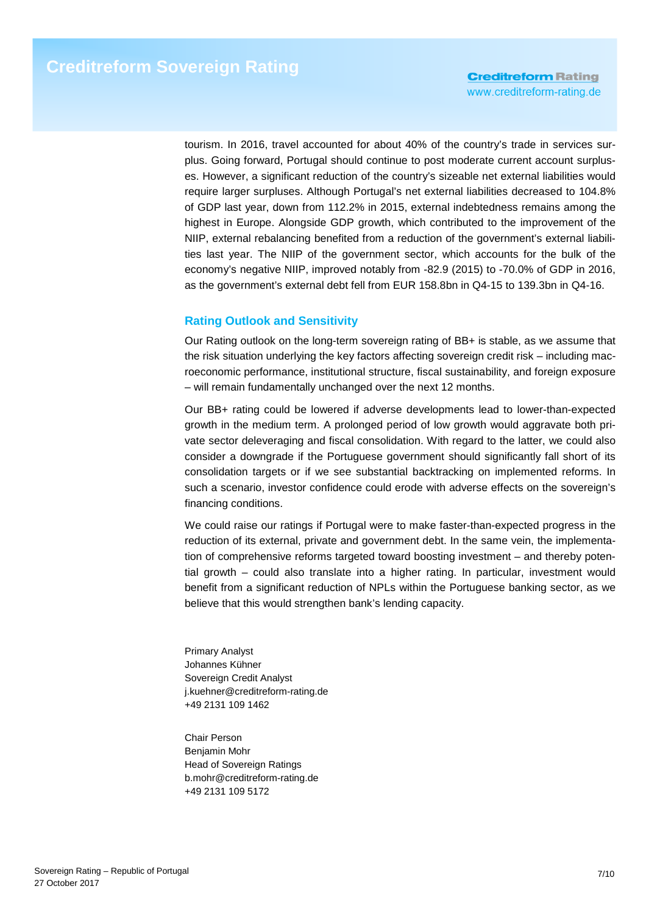tourism. In 2016, travel accounted for about 40% of the country's trade in services surplus. Going forward, Portugal should continue to post moderate current account surpluses. However, a significant reduction of the country's sizeable net external liabilities would require larger surpluses. Although Portugal's net external liabilities decreased to 104.8% of GDP last year, down from 112.2% in 2015, external indebtedness remains among the highest in Europe. Alongside GDP growth, which contributed to the improvement of the NIIP, external rebalancing benefited from a reduction of the government's external liabilities last year. The NIIP of the government sector, which accounts for the bulk of the economy's negative NIIP, improved notably from -82.9 (2015) to -70.0% of GDP in 2016, as the government's external debt fell from EUR 158.8bn in Q4-15 to 139.3bn in Q4-16.

## Rating Outlook and Sensitivity

Our Rating outlook on the long-term sovereign rating of BB+ is stable, as we assume that the risk situation underlying the key factors affecting sovereign credit risk – including macroeconomic performance, institutional structure, fiscal sustainability, and foreign exposure – will remain fundamentally unchanged over the next 12 months.

Our BB+ rating could be lowered if adverse developments lead to lower-than-expected growth in the medium term. A prolonged period of low growth would aggravate both private sector deleveraging and fiscal consolidation. With regard to the latter, we could also consider a downgrade if the Portuguese government should significantly fall short of its consolidation targets or if we see substantial backtracking on implemented reforms. In such a scenario, investor confidence could erode with adverse effects on the sovereign's financing conditions.

We could raise our ratings if Portugal were to make faster-than-expected progress in the reduction of its external, private and government debt. In the same vein, the implementation of comprehensive reforms targeted toward boosting investment – and thereby potential growth – could also translate into a higher rating. In particular, investment would benefit from a significant reduction of NPLs within the Portuguese banking sector, as we believe that this would strengthen bank's lending capacity.

Primary Analyst
Johannes Kühner
Sovereign Credit Analyst
j.kuehner@creditreform-rating.de
+49 2131 109 1462

Chair Person
Benjamin Mohr
Head of Sovereign Ratings
b.mohr@creditreform-rating.de
+49 2131 109 5172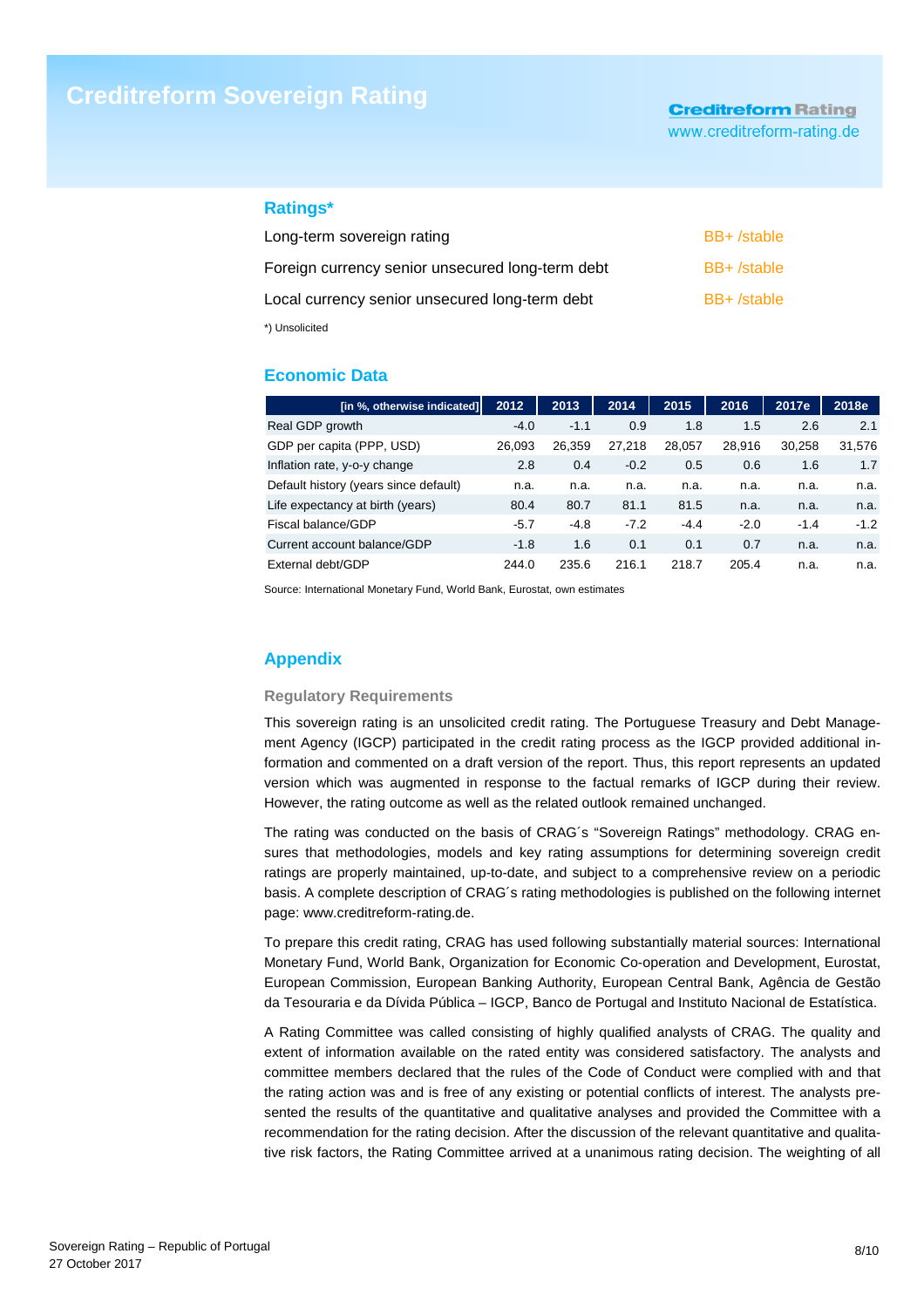# Creditreform Sovereign Rating

**Creditreform Rating**
www.creditreform-rating.de

## Ratings*

| | |
|---|---|
| Long-term sovereign rating | BB+ /stable |
| Foreign currency senior unsecured long-term debt | BB+ /stable |
| Local currency senior unsecured long-term debt | BB+ /stable |

*) Unsolicited

## Economic Data

| [in %, otherwise indicated] | 2012 | 2013 | 2014 | 2015 | 2016 | 2017e | 2018e |
|---|---|---|---|---|---|---|---|
| Real GDP growth | -4.0 | -1.1 | 0.9 | 1.8 | 1.5 | 2.6 | 2.1 |
| GDP per capita (PPP, USD) | 26,093 | 26,359 | 27,218 | 28,057 | 28,916 | 30,258 | 31,576 |
| Inflation rate, y-o-y change | 2.8 | 0.4 | -0.2 | 0.5 | 0.6 | 1.6 | 1.7 |
| Default history (years since default) | n.a. | n.a. | n.a. | n.a. | n.a. | n.a. | n.a. |
| Life expectancy at birth (years) | 80.4 | 80.7 | 81.1 | 81.5 | n.a. | n.a. | n.a. |
| Fiscal balance/GDP | -5.7 | -4.8 | -7.2 | -4.4 | -2.0 | -1.4 | -1.2 |
| Current account balance/GDP | -1.8 | 1.6 | 0.1 | 0.1 | 0.7 | n.a. | n.a. |
| External debt/GDP | 244.0 | 235.6 | 216.1 | 218.7 | 205.4 | n.a. | n.a. |

Source: International Monetary Fund, World Bank, Eurostat, own estimates

## Appendix

### Regulatory Requirements

This sovereign rating is an unsolicited credit rating. The Portuguese Treasury and Debt Management Agency (IGCP) participated in the credit rating process as the IGCP provided additional information and commented on a draft version of the report. Thus, this report represents an updated version which was augmented in response to the factual remarks of IGCP during their review. However, the rating outcome as well as the related outlook remained unchanged.

The rating was conducted on the basis of CRAG´s "Sovereign Ratings" methodology. CRAG ensures that methodologies, models and key rating assumptions for determining sovereign credit ratings are properly maintained, up-to-date, and subject to a comprehensive review on a periodic basis. A complete description of CRAG´s rating methodologies is published on the following internet page: www.creditreform-rating.de.

To prepare this credit rating, CRAG has used following substantially material sources: International Monetary Fund, World Bank, Organization for Economic Co-operation and Development, Eurostat, European Commission, European Banking Authority, European Central Bank, Agência de Gestão da Tesouraria e da Dívida Pública – IGCP, Banco de Portugal and Instituto Nacional de Estatística.

A Rating Committee was called consisting of highly qualified analysts of CRAG. The quality and extent of information available on the rated entity was considered satisfactory. The analysts and committee members declared that the rules of the Code of Conduct were complied with and that the rating action was and is free of any existing or potential conflicts of interest. The analysts presented the results of the quantitative and qualitative analyses and provided the Committee with a recommendation for the rating decision. After the discussion of the relevant quantitative and qualitative risk factors, the Rating Committee arrived at a unanimous rating decision. The weighting of all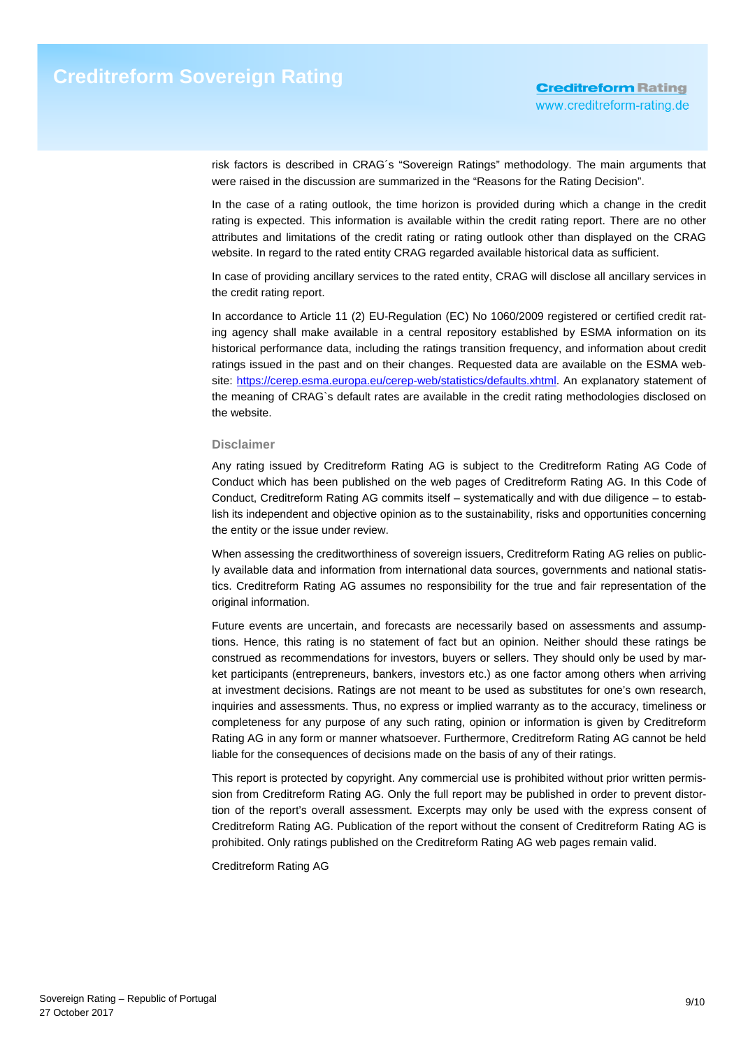risk factors is described in CRAG´s "Sovereign Ratings" methodology. The main arguments that were raised in the discussion are summarized in the "Reasons for the Rating Decision".

In the case of a rating outlook, the time horizon is provided during which a change in the credit rating is expected. This information is available within the credit rating report. There are no other attributes and limitations of the credit rating or rating outlook other than displayed on the CRAG website. In regard to the rated entity CRAG regarded available historical data as sufficient.

In case of providing ancillary services to the rated entity, CRAG will disclose all ancillary services in the credit rating report.

In accordance to Article 11 (2) EU-Regulation (EC) No 1060/2009 registered or certified credit rating agency shall make available in a central repository established by ESMA information on its historical performance data, including the ratings transition frequency, and information about credit ratings issued in the past and on their changes. Requested data are available on the ESMA website: https://cerep.esma.europa.eu/cerep-web/statistics/defaults.xhtml. An explanatory statement of the meaning of CRAG`s default rates are available in the credit rating methodologies disclosed on the website.

### Disclaimer

Any rating issued by Creditreform Rating AG is subject to the Creditreform Rating AG Code of Conduct which has been published on the web pages of Creditreform Rating AG. In this Code of Conduct, Creditreform Rating AG commits itself – systematically and with due diligence – to establish its independent and objective opinion as to the sustainability, risks and opportunities concerning the entity or the issue under review.

When assessing the creditworthiness of sovereign issuers, Creditreform Rating AG relies on publicly available data and information from international data sources, governments and national statistics. Creditreform Rating AG assumes no responsibility for the true and fair representation of the original information.

Future events are uncertain, and forecasts are necessarily based on assessments and assumptions. Hence, this rating is no statement of fact but an opinion. Neither should these ratings be construed as recommendations for investors, buyers or sellers. They should only be used by market participants (entrepreneurs, bankers, investors etc.) as one factor among others when arriving at investment decisions. Ratings are not meant to be used as substitutes for one's own research, inquiries and assessments. Thus, no express or implied warranty as to the accuracy, timeliness or completeness for any purpose of any such rating, opinion or information is given by Creditreform Rating AG in any form or manner whatsoever. Furthermore, Creditreform Rating AG cannot be held liable for the consequences of decisions made on the basis of any of their ratings.

This report is protected by copyright. Any commercial use is prohibited without prior written permission from Creditreform Rating AG. Only the full report may be published in order to prevent distortion of the report's overall assessment. Excerpts may only be used with the express consent of Creditreform Rating AG. Publication of the report without the consent of Creditreform Rating AG is prohibited. Only ratings published on the Creditreform Rating AG web pages remain valid.

Creditreform Rating AG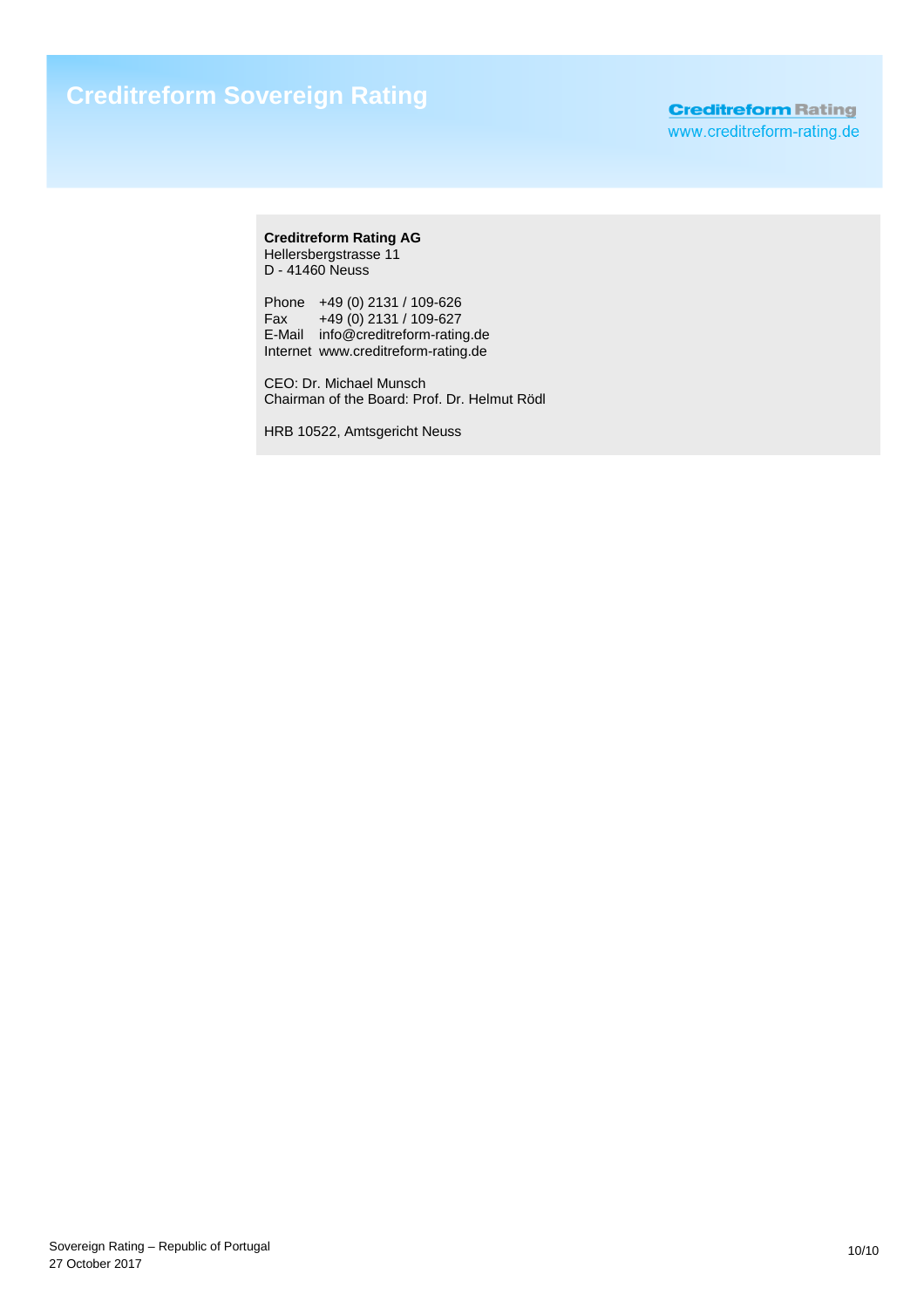**Creditreform Rating AG**
Hellersbergstrasse 11
D - 41460 Neuss

Phone +49 (0) 2131 / 109-626
Fax +49 (0) 2131 / 109-627
E-Mail info@creditreform-rating.de
Internet www.creditreform-rating.de

CEO: Dr. Michael Munsch
Chairman of the Board: Prof. Dr. Helmut Rödl

HRB 10522, Amtsgericht Neuss